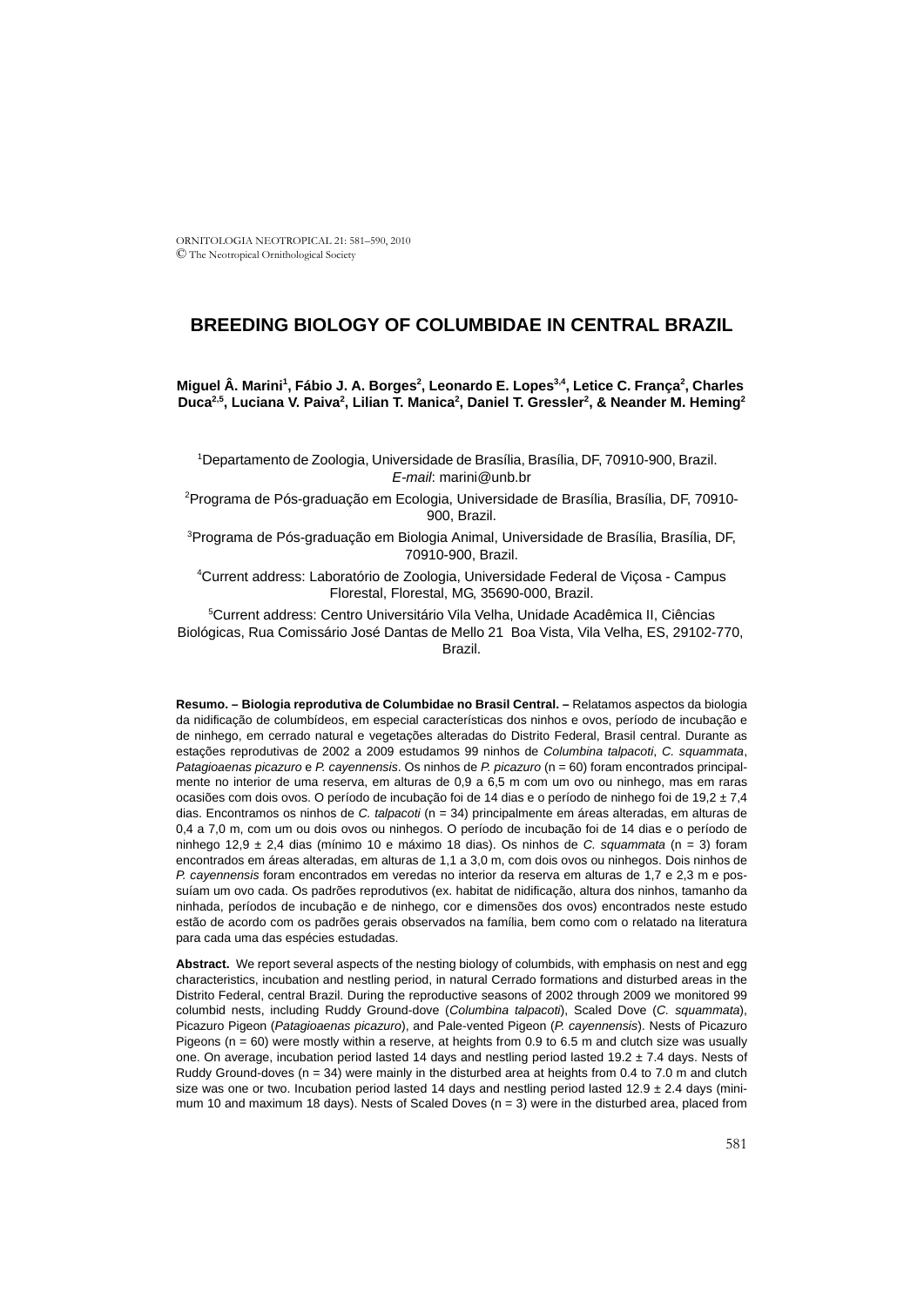# BREEDING BIOLOGY OF COLUMBIDAE IN CENTRAL BRAZIL

**Miguel Â. Marini[1], Fábio J. A. Borges[2], Leonardo E. Lopes[3,4], Letice C. França[2], Charles Duca[2,5], Luciana V. Paiva[2], Lilian T. Manica[2], Daniel T. Gressler[2], & Neander M. Heming[2]**

[1]Departamento de Zoologia, Universidade de Brasília, Brasília, DF, 70910-900, Brazil. *E-mail*: marini@unb.br

[2]Programa de Pós-graduação em Ecologia, Universidade de Brasília, Brasília, DF, 70910-900, Brazil.

[3]Programa de Pós-graduação em Biologia Animal, Universidade de Brasília, Brasília, DF, 70910-900, Brazil.

[4]Current address: Laboratório de Zoologia, Universidade Federal de Viçosa - Campus Florestal, Florestal, MG, 35690-000, Brazil.

[5]Current address: Centro Universitário Vila Velha, Unidade Acadêmica II, Ciências Biológicas, Rua Comissário José Dantas de Mello 21 Boa Vista, Vila Velha, ES, 29102-770, Brazil.

**Resumo. – Biologia reprodutiva de Columbidae no Brasil Central. –** Relatamos aspectos da biologia da nidificação de columbídeos, em especial características dos ninhos e ovos, período de incubação e de ninhego, em cerrado natural e vegetações alteradas do Distrito Federal, Brasil central. Durante as estações reprodutivas de 2002 a 2009 estudamos 99 ninhos de *Columbina talpacoti*, *C. squammata*, *Patagioaenas picazuro* e *P. cayennensis*. Os ninhos de *P. picazuro* (n = 60) foram encontrados principalmente no interior de uma reserva, em alturas de 0,9 a 6,5 m com um ovo ou ninhego, mas em raras ocasiões com dois ovos. O período de incubação foi de 14 dias e o período de ninhego foi de 19,2 ± 7,4 dias. Encontramos os ninhos de *C. talpacoti* (n = 34) principalmente em áreas alteradas, em alturas de 0,4 a 7,0 m, com um ou dois ovos ou ninhegos. O período de incubação foi de 14 dias e o período de ninhego 12,9 ± 2,4 dias (mínimo 10 e máximo 18 dias). Os ninhos de *C. squammata* (n = 3) foram encontrados em áreas alteradas, em alturas de 1,1 a 3,0 m, com dois ovos ou ninhegos. Dois ninhos de *P. cayennensis* foram encontrados em veredas no interior da reserva em alturas de 1,7 e 2,3 m e possuíam um ovo cada. Os padrões reprodutivos (ex. habitat de nidificação, altura dos ninhos, tamanho da ninhada, períodos de incubação e de ninhego, cor e dimensões dos ovos) encontrados neste estudo estão de acordo com os padrões gerais observados na família, bem como com o relatado na literatura para cada uma das espécies estudadas.

**Abstract.** We report several aspects of the nesting biology of columbids, with emphasis on nest and egg characteristics, incubation and nestling period, in natural Cerrado formations and disturbed areas in the Distrito Federal, central Brazil. During the reproductive seasons of 2002 through 2009 we monitored 99 columbid nests, including Ruddy Ground-dove (*Columbina talpacoti*), Scaled Dove (*C. squammata*), Picazuro Pigeon (*Patagioaenas picazuro*), and Pale-vented Pigeon (*P. cayennensis*). Nests of Picazuro Pigeons (n = 60) were mostly within a reserve, at heights from 0.9 to 6.5 m and clutch size was usually one. On average, incubation period lasted 14 days and nestling period lasted 19.2 ± 7.4 days. Nests of Ruddy Ground-doves (n = 34) were mainly in the disturbed area at heights from 0.4 to 7.0 m and clutch size was one or two. Incubation period lasted 14 days and nestling period lasted 12.9 ± 2.4 days (minimum 10 and maximum 18 days). Nests of Scaled Doves (n = 3) were in the disturbed area, placed from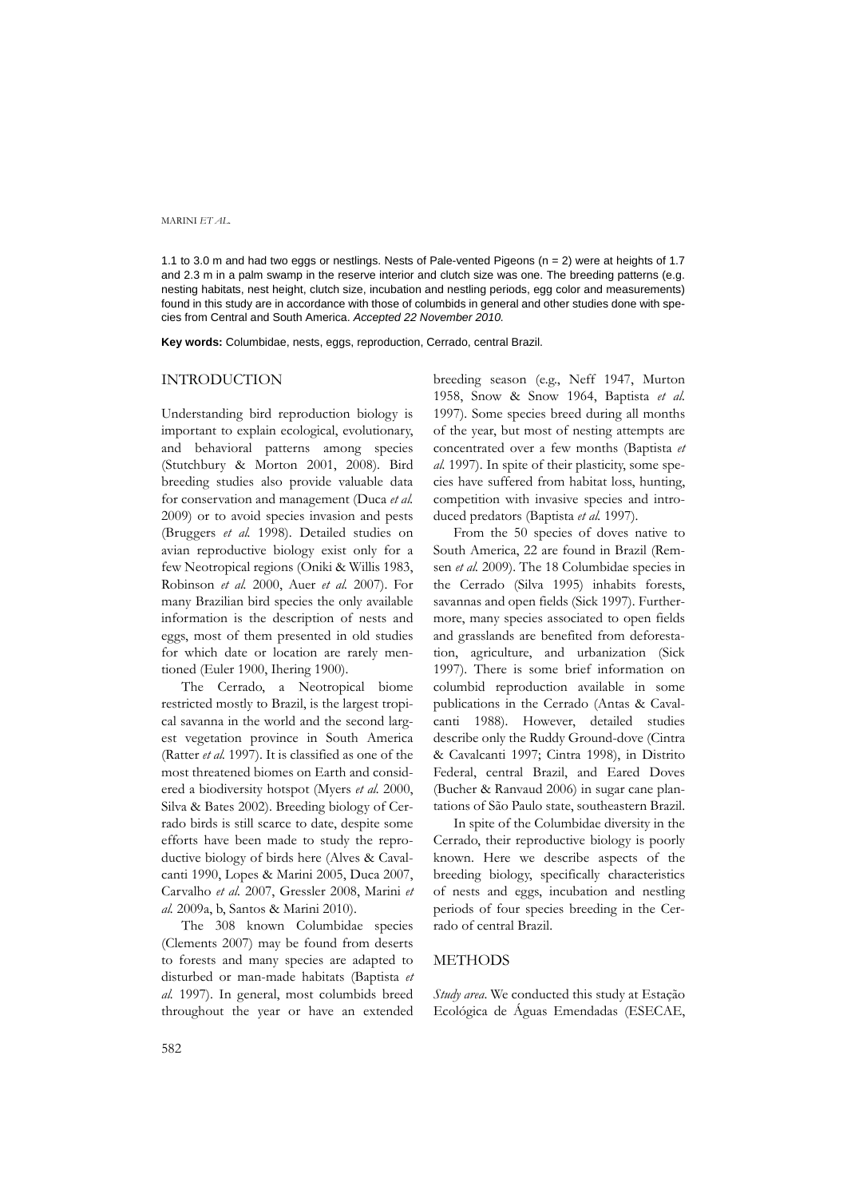1.1 to 3.0 m and had two eggs or nestlings. Nests of Pale-vented Pigeons (n = 2) were at heights of 1.7 and 2.3 m in a palm swamp in the reserve interior and clutch size was one. The breeding patterns (e.g. nesting habitats, nest height, clutch size, incubation and nestling periods, egg color and measurements) found in this study are in accordance with those of columbids in general and other studies done with species from Central and South America. *Accepted 22 November 2010.*

**Key words:** Columbidae, nests, eggs, reproduction, Cerrado, central Brazil.

## INTRODUCTION

Understanding bird reproduction biology is important to explain ecological, evolutionary, and behavioral patterns among species (Stutchbury & Morton 2001, 2008). Bird breeding studies also provide valuable data for conservation and management (Duca *et al.* 2009) or to avoid species invasion and pests (Bruggers *et al.* 1998). Detailed studies on avian reproductive biology exist only for a few Neotropical regions (Oniki & Willis 1983, Robinson *et al.* 2000, Auer *et al.* 2007). For many Brazilian bird species the only available information is the description of nests and eggs, most of them presented in old studies for which date or location are rarely mentioned (Euler 1900, Ihering 1900).

The Cerrado, a Neotropical biome restricted mostly to Brazil, is the largest tropical savanna in the world and the second largest vegetation province in South America (Ratter *et al.* 1997). It is classified as one of the most threatened biomes on Earth and considered a biodiversity hotspot (Myers *et al.* 2000, Silva & Bates 2002). Breeding biology of Cerrado birds is still scarce to date, despite some efforts have been made to study the reproductive biology of birds here (Alves & Cavalcanti 1990, Lopes & Marini 2005, Duca 2007, Carvalho *et al.* 2007, Gressler 2008, Marini *et al.* 2009a, b, Santos & Marini 2010).

The 308 known Columbidae species (Clements 2007) may be found from deserts to forests and many species are adapted to disturbed or man-made habitats (Baptista *et al.* 1997). In general, most columbids breed throughout the year or have an extended breeding season (e.g., Neff 1947, Murton 1958, Snow & Snow 1964, Baptista *et al.* 1997). Some species breed during all months of the year, but most of nesting attempts are concentrated over a few months (Baptista *et al.* 1997). In spite of their plasticity, some species have suffered from habitat loss, hunting, competition with invasive species and introduced predators (Baptista *et al.* 1997).

From the 50 species of doves native to South America, 22 are found in Brazil (Remsen *et al.* 2009). The 18 Columbidae species in the Cerrado (Silva 1995) inhabits forests, savannas and open fields (Sick 1997). Furthermore, many species associated to open fields and grasslands are benefited from deforestation, agriculture, and urbanization (Sick 1997). There is some brief information on columbid reproduction available in some publications in the Cerrado (Antas & Cavalcanti 1988). However, detailed studies describe only the Ruddy Ground-dove (Cintra & Cavalcanti 1997; Cintra 1998), in Distrito Federal, central Brazil, and Eared Doves (Bucher & Ranvaud 2006) in sugar cane plantations of São Paulo state, southeastern Brazil.

In spite of the Columbidae diversity in the Cerrado, their reproductive biology is poorly known. Here we describe aspects of the breeding biology, specifically characteristics of nests and eggs, incubation and nestling periods of four species breeding in the Cerrado of central Brazil.

## METHODS

*Study area.* We conducted this study at Estação Ecológica de Águas Emendadas (ESECAE,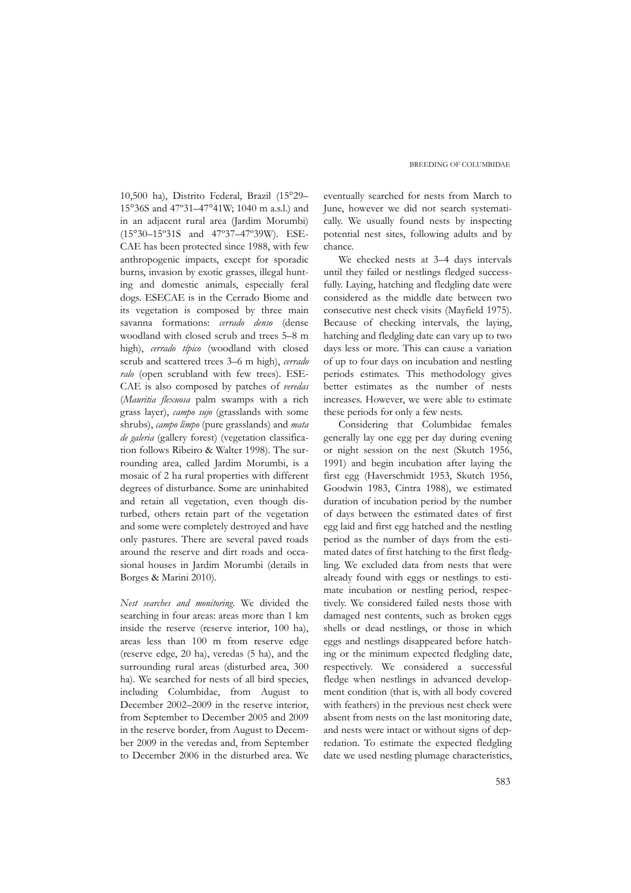10,500 ha), Distrito Federal, Brazil (15°29–15°36S and 47º31–47°41W; 1040 m a.s.l.) and in an adjacent rural area (Jardim Morumbi) (15°30–15º31S and 47º37–47º39W). ESECAE has been protected since 1988, with few anthropogenic impacts, except for sporadic burns, invasion by exotic grasses, illegal hunting and domestic animals, especially feral dogs. ESECAE is in the Cerrado Biome and its vegetation is composed by three main savanna formations: *cerrado denso* (dense woodland with closed scrub and trees 5–8 m high), *cerrado típico* (woodland with closed scrub and scattered trees 3–6 m high), *cerrado ralo* (open scrubland with few trees). ESECAE is also composed by patches of *veredas* (*Mauritia flexuosa* palm swamps with a rich grass layer), *campo sujo* (grasslands with some shrubs), *campo limpo* (pure grasslands) and *mata de galeria* (gallery forest) (vegetation classification follows Ribeiro & Walter 1998). The surrounding area, called Jardim Morumbi, is a mosaic of 2 ha rural properties with different degrees of disturbance. Some are uninhabited and retain all vegetation, even though disturbed, others retain part of the vegetation and some were completely destroyed and have only pastures. There are several paved roads around the reserve and dirt roads and occasional houses in Jardim Morumbi (details in Borges & Marini 2010).

*Nest searches and monitoring*. We divided the searching in four areas: areas more than 1 km inside the reserve (reserve interior, 100 ha), areas less than 100 m from reserve edge (reserve edge, 20 ha), veredas (5 ha), and the surrounding rural areas (disturbed area, 300 ha). We searched for nests of all bird species, including Columbidae, from August to December 2002–2009 in the reserve interior, from September to December 2005 and 2009 in the reserve border, from August to December 2009 in the veredas and, from September to December 2006 in the disturbed area. We eventually searched for nests from March to June, however we did not search systematically. We usually found nests by inspecting potential nest sites, following adults and by chance.

We checked nests at 3–4 days intervals until they failed or nestlings fledged successfully. Laying, hatching and fledgling date were considered as the middle date between two consecutive nest check visits (Mayfield 1975). Because of checking intervals, the laying, hatching and fledgling date can vary up to two days less or more. This can cause a variation of up to four days on incubation and nestling periods estimates. This methodology gives better estimates as the number of nests increases. However, we were able to estimate these periods for only a few nests.

Considering that Columbidae females generally lay one egg per day during evening or night session on the nest (Skutch 1956, 1991) and begin incubation after laying the first egg (Haverschmidt 1953, Skutch 1956, Goodwin 1983, Cintra 1988), we estimated duration of incubation period by the number of days between the estimated dates of first egg laid and first egg hatched and the nestling period as the number of days from the estimated dates of first hatching to the first fledgling. We excluded data from nests that were already found with eggs or nestlings to estimate incubation or nestling period, respectively. We considered failed nests those with damaged nest contents, such as broken eggs shells or dead nestlings, or those in which eggs and nestlings disappeared before hatching or the minimum expected fledgling date, respectively. We considered a successful fledge when nestlings in advanced development condition (that is, with all body covered with feathers) in the previous nest check were absent from nests on the last monitoring date, and nests were intact or without signs of depredation. To estimate the expected fledgling date we used nestling plumage characteristics,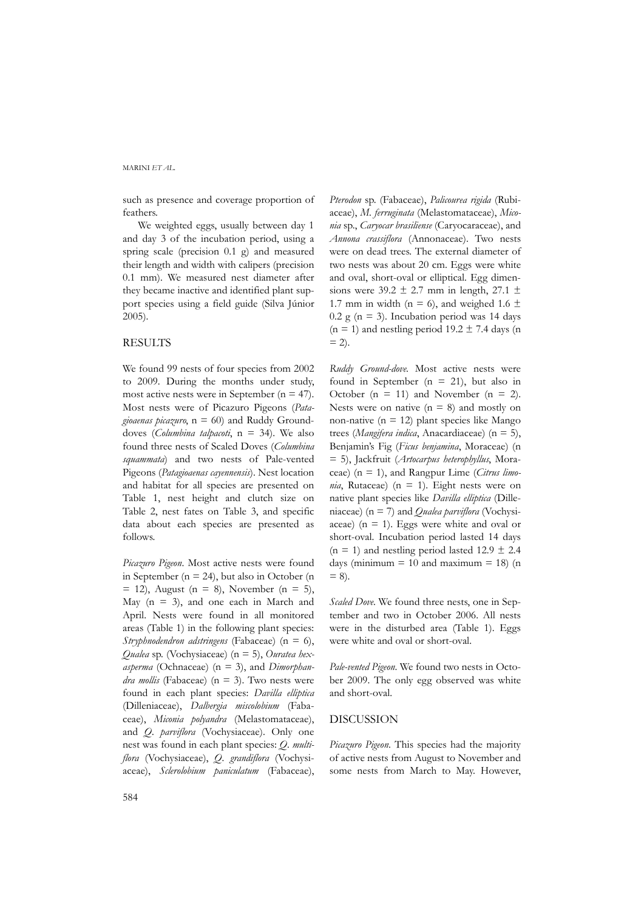such as presence and coverage proportion of feathers.

We weighted eggs, usually between day 1 and day 3 of the incubation period, using a spring scale (precision 0.1 g) and measured their length and width with calipers (precision 0.1 mm). We measured nest diameter after they became inactive and identified plant support species using a field guide (Silva Júnior 2005).

## RESULTS

We found 99 nests of four species from 2002 to 2009. During the months under study, most active nests were in September (n = 47). Most nests were of Picazuro Pigeons (*Patagioaenas picazuro*, n = 60) and Ruddy Ground-doves (*Columbina talpacoti*, n = 34). We also found three nests of Scaled Doves (*Columbina squammata*) and two nests of Pale-vented Pigeons (*Patagioaenas cayennensis*). Nest location and habitat for all species are presented on Table 1, nest height and clutch size on Table 2, nest fates on Table 3, and specific data about each species are presented as follows.

*Picazuro Pigeon*. Most active nests were found in September (n = 24), but also in October (n = 12), August (n = 8), November (n = 5), May (n = 3), and one each in March and April. Nests were found in all monitored areas (Table 1) in the following plant species: *Stryphnodendron adstringens* (Fabaceae) (n = 6), *Qualea* sp. (Vochysiaceae) (n = 5), *Ouratea hexasperma* (Ochnaceae) (n = 3), and *Dimorphandra mollis* (Fabaceae) (n = 3). Two nests were found in each plant species: *Davilla elliptica* (Dilleniaceae), *Dalbergia miscolobium* (Fabaceae), *Miconia polyandra* (Melastomataceae), and *Q. parviflora* (Vochysiaceae). Only one nest was found in each plant species: *Q. multiflora* (Vochysiaceae), *Q. grandiflora* (Vochysiaceae), *Sclerolobium paniculatum* (Fabaceae), *Pterodon* sp. (Fabaceae), *Palicourea rigida* (Rubiaceae), *M. ferruginata* (Melastomataceae), *Miconia* sp., *Caryocar brasiliense* (Caryocaraceae), and *Annona crassiflora* (Annonaceae). Two nests were on dead trees. The external diameter of two nests was about 20 cm. Eggs were white and oval, short-oval or elliptical. Egg dimensions were 39.2 ± 2.7 mm in length, 27.1 ± 1.7 mm in width (n = 6), and weighed 1.6 ± 0.2 g (n = 3). Incubation period was 14 days (n = 1) and nestling period 19.2 ± 7.4 days (n = 2).

*Ruddy Ground-dove*. Most active nests were found in September (n = 21), but also in October (n = 11) and November (n = 2). Nests were on native (n = 8) and mostly on non-native (n = 12) plant species like Mango trees (*Mangifera indica*, Anacardiaceae) (n = 5), Benjamin's Fig (*Ficus benjamina*, Moraceae) (n = 5), Jackfruit (*Artocarpus heterophyllus*, Moraceae) (n = 1), and Rangpur Lime (*Citrus limonia*, Rutaceae) (n = 1). Eight nests were on native plant species like *Davilla elliptica* (Dilleniaceae) (n = 7) and *Qualea parviflora* (Vochysiaceae) (n = 1). Eggs were white and oval or short-oval. Incubation period lasted 14 days (n = 1) and nestling period lasted 12.9 ± 2.4 days (minimum = 10 and maximum = 18) (n = 8).

*Scaled Dove*. We found three nests, one in September and two in October 2006. All nests were in the disturbed area (Table 1). Eggs were white and oval or short-oval.

*Pale-vented Pigeon*. We found two nests in October 2009. The only egg observed was white and short-oval.

## DISCUSSION

*Picazuro Pigeon*. This species had the majority of active nests from August to November and some nests from March to May. However,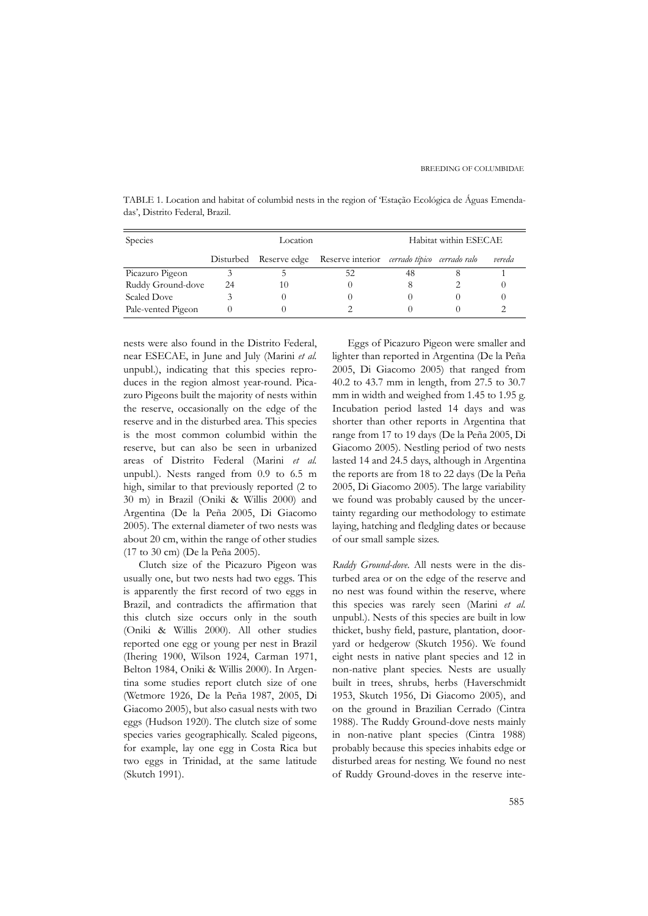TABLE 1. Location and habitat of columbid nests in the region of 'Estação Ecológica de Águas Emendadas', Distrito Federal, Brazil.

| Species | Location | | | Habitat within ESECAE | | |
|---|---|---|---|---|---|---|
| | Disturbed | Reserve edge | Reserve interior | *cerrado típico* | *cerrado ralo* | *vereda* |
| Picazuro Pigeon | 3 | 5 | 52 | 48 | 8 | 1 |
| Ruddy Ground-dove | 24 | 10 | 0 | 8 | 2 | 0 |
| Scaled Dove | 3 | 0 | 0 | 0 | 0 | 0 |
| Pale-vented Pigeon | 0 | 0 | 2 | 0 | 0 | 2 |

nests were also found in the Distrito Federal, near ESECAE, in June and July (Marini *et al.* unpubl.), indicating that this species reproduces in the region almost year-round. Picazuro Pigeons built the majority of nests within the reserve, occasionally on the edge of the reserve and in the disturbed area. This species is the most common columbid within the reserve, but can also be seen in urbanized areas of Distrito Federal (Marini *et al.* unpubl.). Nests ranged from 0.9 to 6.5 m high, similar to that previously reported (2 to 30 m) in Brazil (Oniki & Willis 2000) and Argentina (De la Peña 2005, Di Giacomo 2005). The external diameter of two nests was about 20 cm, within the range of other studies (17 to 30 cm) (De la Peña 2005).

Clutch size of the Picazuro Pigeon was usually one, but two nests had two eggs. This is apparently the first record of two eggs in Brazil, and contradicts the affirmation that this clutch size occurs only in the south (Oniki & Willis 2000). All other studies reported one egg or young per nest in Brazil (Ihering 1900, Wilson 1924, Carman 1971, Belton 1984, Oniki & Willis 2000). In Argentina some studies report clutch size of one (Wetmore 1926, De la Peña 1987, 2005, Di Giacomo 2005), but also casual nests with two eggs (Hudson 1920). The clutch size of some species varies geographically. Scaled pigeons, for example, lay one egg in Costa Rica but two eggs in Trinidad, at the same latitude (Skutch 1991).

Eggs of Picazuro Pigeon were smaller and lighter than reported in Argentina (De la Peña 2005, Di Giacomo 2005) that ranged from 40.2 to 43.7 mm in length, from 27.5 to 30.7 mm in width and weighed from 1.45 to 1.95 g. Incubation period lasted 14 days and was shorter than other reports in Argentina that range from 17 to 19 days (De la Peña 2005, Di Giacomo 2005). Nestling period of two nests lasted 14 and 24.5 days, although in Argentina the reports are from 18 to 22 days (De la Peña 2005, Di Giacomo 2005). The large variability we found was probably caused by the uncertainty regarding our methodology to estimate laying, hatching and fledgling dates or because of our small sample sizes.

*Ruddy Ground-dove.* All nests were in the disturbed area or on the edge of the reserve and no nest was found within the reserve, where this species was rarely seen (Marini *et al.* unpubl.). Nests of this species are built in low thicket, bushy field, pasture, plantation, dooryard or hedgerow (Skutch 1956). We found eight nests in native plant species and 12 in non-native plant species. Nests are usually built in trees, shrubs, herbs (Haverschmidt 1953, Skutch 1956, Di Giacomo 2005), and on the ground in Brazilian Cerrado (Cintra 1988). The Ruddy Ground-dove nests mainly in non-native plant species (Cintra 1988) probably because this species inhabits edge or disturbed areas for nesting. We found no nest of Ruddy Ground-doves in the reserve inte-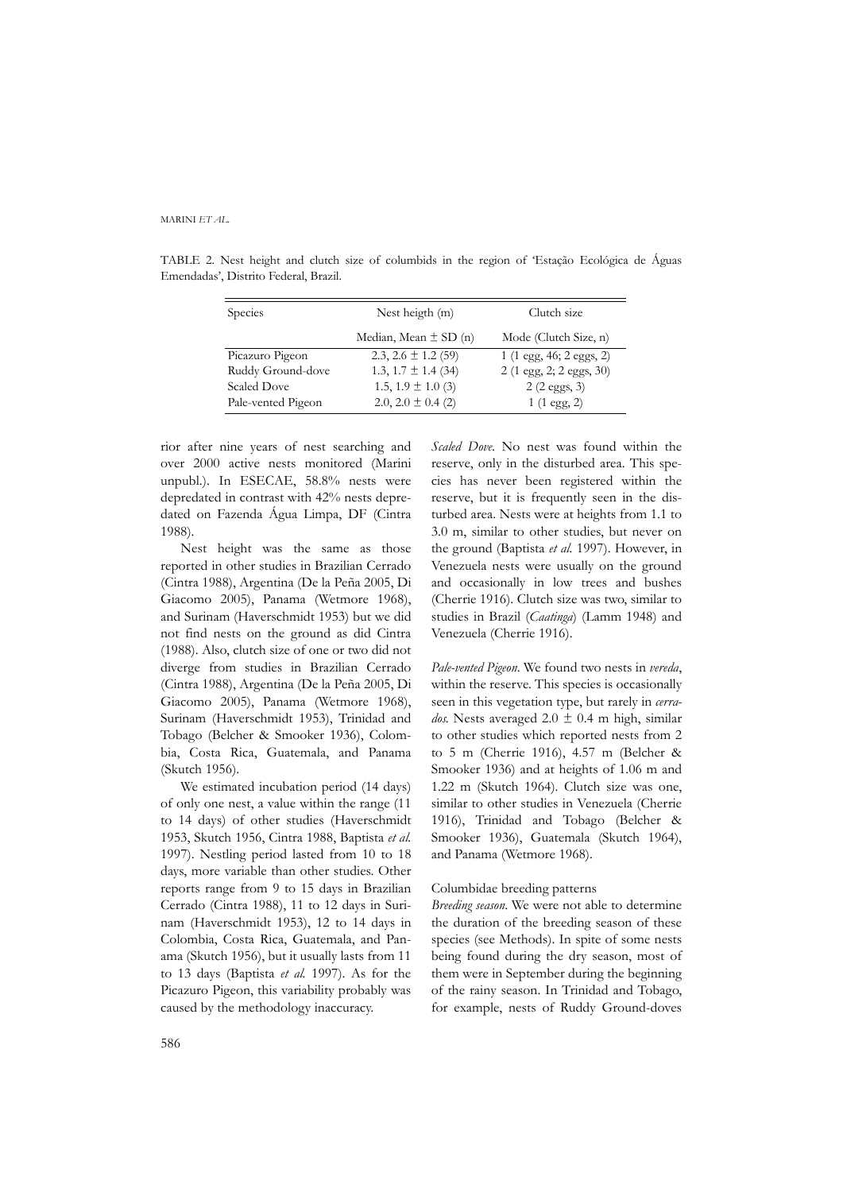TABLE 2. Nest height and clutch size of columbids in the region of 'Estação Ecológica de Águas Emendadas', Distrito Federal, Brazil.

| Species | Nest heigth (m) | Clutch size |
|---|---|---|
| | Median, Mean ± SD (n) | Mode (Clutch Size, n) |
| Picazuro Pigeon | 2.3, 2.6 ± 1.2 (59) | 1 (1 egg, 46; 2 eggs, 2) |
| Ruddy Ground-dove | 1.3, 1.7 ± 1.4 (34) | 2 (1 egg, 2; 2 eggs, 30) |
| Scaled Dove | 1.5, 1.9 ± 1.0 (3) | 2 (2 eggs, 3) |
| Pale-vented Pigeon | 2.0, 2.0 ± 0.4 (2) | 1 (1 egg, 2) |

rior after nine years of nest searching and over 2000 active nests monitored (Marini unpubl.). In ESECAE, 58.8% nests were depredated in contrast with 42% nests depredated on Fazenda Água Limpa, DF (Cintra 1988).

Nest height was the same as those reported in other studies in Brazilian Cerrado (Cintra 1988), Argentina (De la Peña 2005, Di Giacomo 2005), Panama (Wetmore 1968), and Surinam (Haverschmidt 1953) but we did not find nests on the ground as did Cintra (1988). Also, clutch size of one or two did not diverge from studies in Brazilian Cerrado (Cintra 1988), Argentina (De la Peña 2005, Di Giacomo 2005), Panama (Wetmore 1968), Surinam (Haverschmidt 1953), Trinidad and Tobago (Belcher & Smooker 1936), Colombia, Costa Rica, Guatemala, and Panama (Skutch 1956).

We estimated incubation period (14 days) of only one nest, a value within the range (11 to 14 days) of other studies (Haverschmidt 1953, Skutch 1956, Cintra 1988, Baptista *et al.* 1997). Nestling period lasted from 10 to 18 days, more variable than other studies. Other reports range from 9 to 15 days in Brazilian Cerrado (Cintra 1988), 11 to 12 days in Surinam (Haverschmidt 1953), 12 to 14 days in Colombia, Costa Rica, Guatemala, and Panama (Skutch 1956), but it usually lasts from 11 to 13 days (Baptista *et al.* 1997). As for the Picazuro Pigeon, this variability probably was caused by the methodology inaccuracy.

*Scaled Dove.* No nest was found within the reserve, only in the disturbed area. This species has never been registered within the reserve, but it is frequently seen in the disturbed area. Nests were at heights from 1.1 to 3.0 m, similar to other studies, but never on the ground (Baptista *et al.* 1997). However, in Venezuela nests were usually on the ground and occasionally in low trees and bushes (Cherrie 1916). Clutch size was two, similar to studies in Brazil (*Caatinga*) (Lamm 1948) and Venezuela (Cherrie 1916).

*Pale-vented Pigeon*. We found two nests in *vereda*, within the reserve. This species is occasionally seen in this vegetation type, but rarely in *cerrados.* Nests averaged 2.0 ± 0.4 m high, similar to other studies which reported nests from 2 to 5 m (Cherrie 1916), 4.57 m (Belcher & Smooker 1936) and at heights of 1.06 m and 1.22 m (Skutch 1964). Clutch size was one, similar to other studies in Venezuela (Cherrie 1916), Trinidad and Tobago (Belcher & Smooker 1936), Guatemala (Skutch 1964), and Panama (Wetmore 1968).

### Columbidae breeding patterns

*Breeding season.* We were not able to determine the duration of the breeding season of these species (see Methods). In spite of some nests being found during the dry season, most of them were in September during the beginning of the rainy season. In Trinidad and Tobago, for example, nests of Ruddy Ground-doves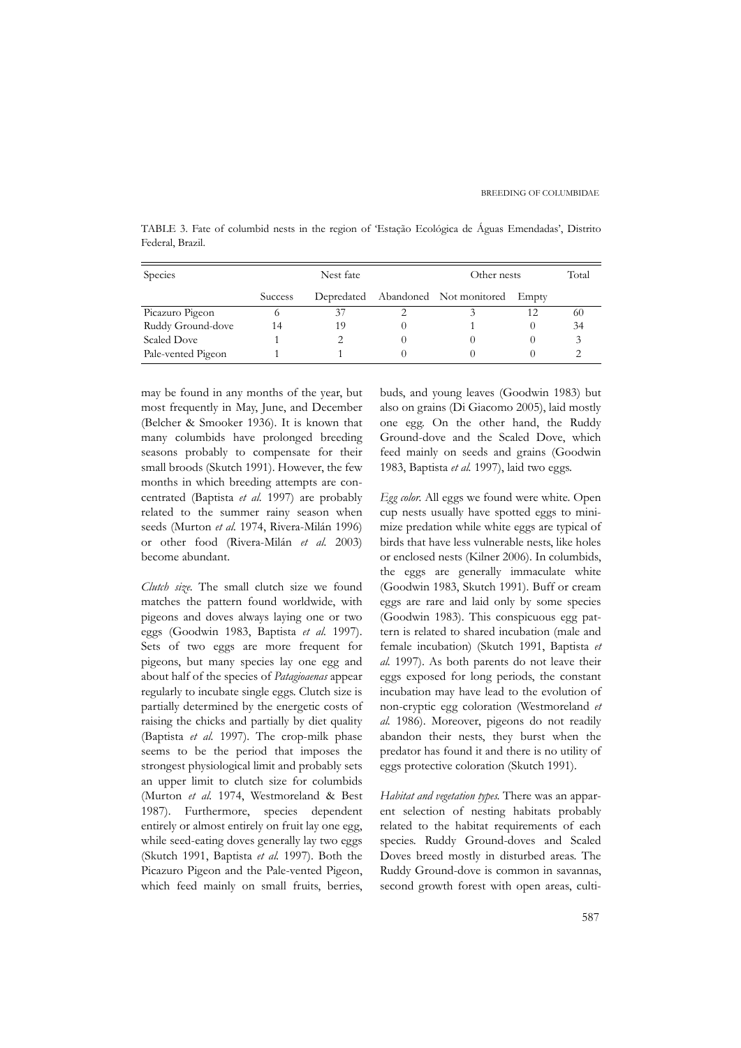TABLE 3. Fate of columbid nests in the region of 'Estação Ecológica de Águas Emendadas', Distrito Federal, Brazil.

| Species | Nest fate | | | Other nests | | Total |
|---|---|---|---|---|---|---|
| | Success | Depredated | Abandoned | Not monitored | Empty | |
| Picazuro Pigeon | 6 | 37 | 2 | 3 | 12 | 60 |
| Ruddy Ground-dove | 14 | 19 | 0 | 1 | 0 | 34 |
| Scaled Dove | 1 | 2 | 0 | 0 | 0 | 3 |
| Pale-vented Pigeon | 1 | 1 | 0 | 0 | 0 | 2 |

may be found in any months of the year, but most frequently in May, June, and December (Belcher & Smooker 1936). It is known that many columbids have prolonged breeding seasons probably to compensate for their small broods (Skutch 1991). However, the few months in which breeding attempts are concentrated (Baptista *et al.* 1997) are probably related to the summer rainy season when seeds (Murton *et al.* 1974, Rivera-Milán 1996) or other food (Rivera-Milán *et al.* 2003) become abundant.

*Clutch size.* The small clutch size we found matches the pattern found worldwide, with pigeons and doves always laying one or two eggs (Goodwin 1983, Baptista *et al.* 1997). Sets of two eggs are more frequent for pigeons, but many species lay one egg and about half of the species of *Patagioaenas* appear regularly to incubate single eggs. Clutch size is partially determined by the energetic costs of raising the chicks and partially by diet quality (Baptista *et al.* 1997). The crop-milk phase seems to be the period that imposes the strongest physiological limit and probably sets an upper limit to clutch size for columbids (Murton *et al.* 1974, Westmoreland & Best 1987). Furthermore, species dependent entirely or almost entirely on fruit lay one egg, while seed-eating doves generally lay two eggs (Skutch 1991, Baptista *et al.* 1997). Both the Picazuro Pigeon and the Pale-vented Pigeon, which feed mainly on small fruits, berries, buds, and young leaves (Goodwin 1983) but also on grains (Di Giacomo 2005), laid mostly one egg. On the other hand, the Ruddy Ground-dove and the Scaled Dove, which feed mainly on seeds and grains (Goodwin 1983, Baptista *et al.* 1997), laid two eggs.

*Egg color.* All eggs we found were white. Open cup nests usually have spotted eggs to minimize predation while white eggs are typical of birds that have less vulnerable nests, like holes or enclosed nests (Kilner 2006). In columbids, the eggs are generally immaculate white (Goodwin 1983, Skutch 1991). Buff or cream eggs are rare and laid only by some species (Goodwin 1983). This conspicuous egg pattern is related to shared incubation (male and female incubation) (Skutch 1991, Baptista *et al.* 1997). As both parents do not leave their eggs exposed for long periods, the constant incubation may have lead to the evolution of non-cryptic egg coloration (Westmoreland *et al.* 1986). Moreover, pigeons do not readily abandon their nests, they burst when the predator has found it and there is no utility of eggs protective coloration (Skutch 1991).

*Habitat and vegetation types.* There was an apparent selection of nesting habitats probably related to the habitat requirements of each species. Ruddy Ground-doves and Scaled Doves breed mostly in disturbed areas. The Ruddy Ground-dove is common in savannas, second growth forest with open areas, culti-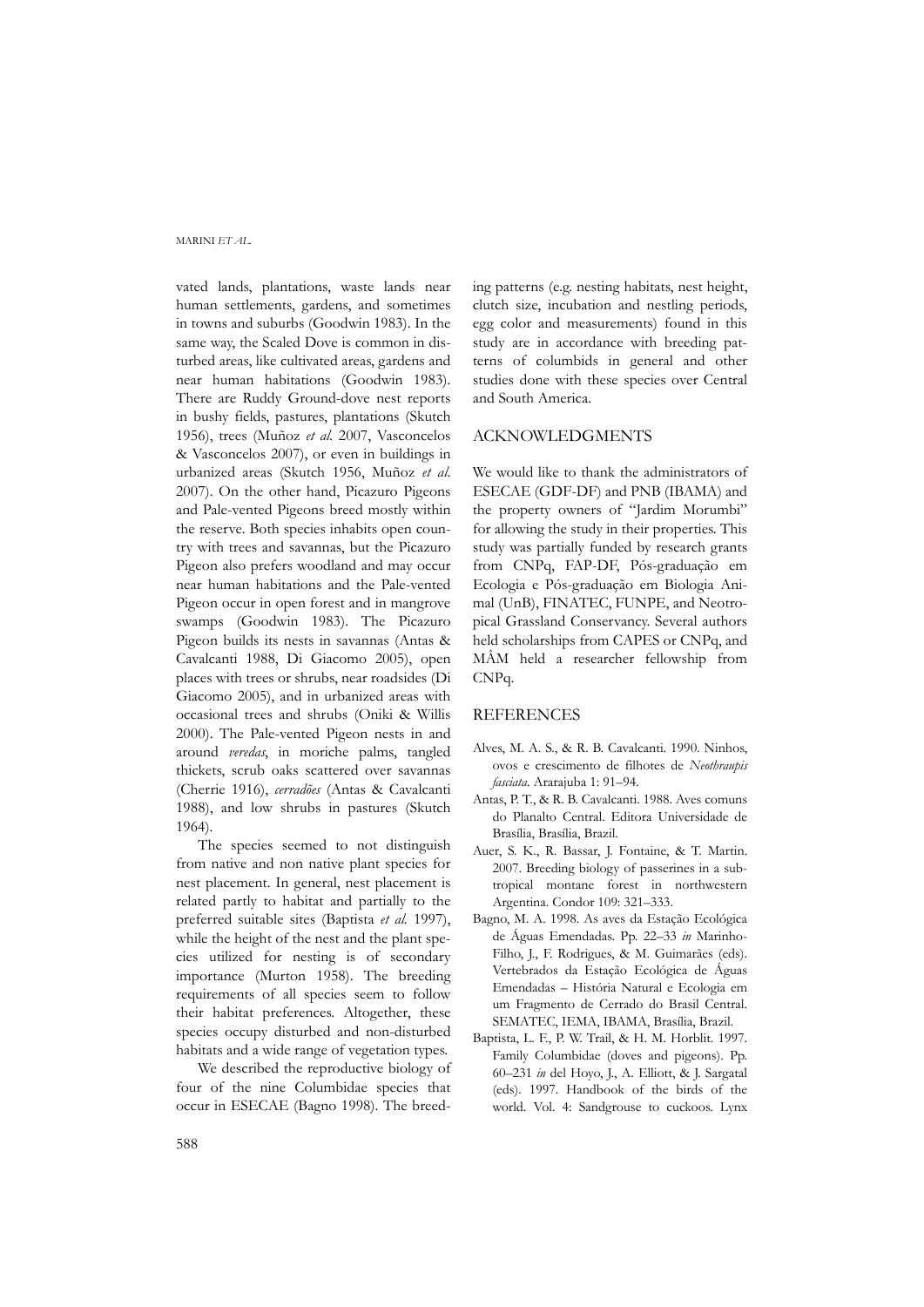vated lands, plantations, waste lands near human settlements, gardens, and sometimes in towns and suburbs (Goodwin 1983). In the same way, the Scaled Dove is common in disturbed areas, like cultivated areas, gardens and near human habitations (Goodwin 1983). There are Ruddy Ground-dove nest reports in bushy fields, pastures, plantations (Skutch 1956), trees (Muñoz *et al*. 2007, Vasconcelos & Vasconcelos 2007), or even in buildings in urbanized areas (Skutch 1956, Muñoz *et al*. 2007). On the other hand, Picazuro Pigeons and Pale-vented Pigeons breed mostly within the reserve. Both species inhabits open country with trees and savannas, but the Picazuro Pigeon also prefers woodland and may occur near human habitations and the Pale-vented Pigeon occur in open forest and in mangrove swamps (Goodwin 1983). The Picazuro Pigeon builds its nests in savannas (Antas & Cavalcanti 1988, Di Giacomo 2005), open places with trees or shrubs, near roadsides (Di Giacomo 2005), and in urbanized areas with occasional trees and shrubs (Oniki & Willis 2000). The Pale-vented Pigeon nests in and around *veredas*, in moriche palms, tangled thickets, scrub oaks scattered over savannas (Cherrie 1916), *cerradões* (Antas & Cavalcanti 1988), and low shrubs in pastures (Skutch 1964).

The species seemed to not distinguish from native and non native plant species for nest placement. In general, nest placement is related partly to habitat and partially to the preferred suitable sites (Baptista *et al.* 1997), while the height of the nest and the plant species utilized for nesting is of secondary importance (Murton 1958). The breeding requirements of all species seem to follow their habitat preferences. Altogether, these species occupy disturbed and non-disturbed habitats and a wide range of vegetation types.

We described the reproductive biology of four of the nine Columbidae species that occur in ESECAE (Bagno 1998). The breeding patterns (e.g. nesting habitats, nest height, clutch size, incubation and nestling periods, egg color and measurements) found in this study are in accordance with breeding patterns of columbids in general and other studies done with these species over Central and South America.

## ACKNOWLEDGMENTS

We would like to thank the administrators of ESECAE (GDF-DF) and PNB (IBAMA) and the property owners of "Jardim Morumbi" for allowing the study in their properties. This study was partially funded by research grants from CNPq, FAP-DF, Pós-graduação em Ecologia e Pós-graduação em Biologia Animal (UnB), FINATEC, FUNPE, and Neotropical Grassland Conservancy. Several authors held scholarships from CAPES or CNPq, and MÂM held a researcher fellowship from CNPq.

## REFERENCES

Alves, M. A. S., & R. B. Cavalcanti. 1990. Ninhos, ovos e crescimento de filhotes de *Neothraupis fasciata*. Ararajuba 1: 91–94.

Antas, P. T., & R. B. Cavalcanti. 1988. Aves comuns do Planalto Central. Editora Universidade de Brasília, Brasília, Brazil.

Auer, S. K., R. Bassar, J. Fontaine, & T. Martin. 2007. Breeding biology of passerines in a subtropical montane forest in northwestern Argentina. Condor 109: 321–333.

Bagno, M. A. 1998. As aves da Estação Ecológica de Águas Emendadas. Pp. 22–33 *in* Marinho-Filho, J., F. Rodrigues, & M. Guimarães (eds). Vertebrados da Estação Ecológica de Águas Emendadas – História Natural e Ecologia em um Fragmento de Cerrado do Brasil Central. SEMATEC, IEMA, IBAMA, Brasília, Brazil.

Baptista, L. F., P. W. Trail, & H. M. Horblit. 1997. Family Columbidae (doves and pigeons). Pp. 60–231 *in* del Hoyo, J., A. Elliott, & J. Sargatal (eds). 1997. Handbook of the birds of the world. Vol. 4: Sandgrouse to cuckoos. Lynx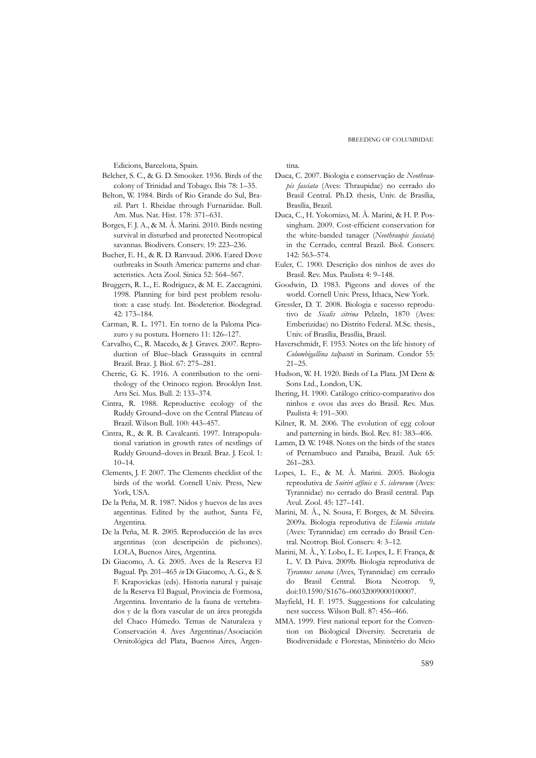Edicions, Barcelona, Spain.

Belcher, S. C., & G. D. Smooker. 1936. Birds of the colony of Trinidad and Tobago. Ibis 78: 1–35.

Belton, W. 1984. Birds of Rio Grande do Sul, Brazil. Part 1. Rheidae through Furnariidae. Bull. Am. Mus. Nat. Hist. 178: 371–631.

Borges, F. J. A., & M. Â. Marini. 2010. Birds nesting survival in disturbed and protected Neotropical savannas. Biodivers. Conserv. 19: 223–236.

Bucher, E. H., & R. D. Ranvaud. 2006. Eared Dove outbreaks in South America: patterns and characteristics. Acta Zool. Sinica 52: 564–567.

Bruggers, R. L., E. Rodriguez, & M. E. Zaccagnini. 1998. Planning for bird pest problem resolution: a case study. Int. Biodeterior. Biodegrad. 42: 173–184.

Carman, R. L. 1971. En torno de la Paloma Picazuro y su postura. Hornero 11: 126–127.

Carvalho, C., R. Macedo, & J. Graves. 2007. Reproduction of Blue–black Grassquits in central Brazil. Braz. J. Biol. 67: 275–281.

Cherrie, G. K. 1916. A contribution to the ornithology of the Orinoco region. Brooklyn Inst. Arts Sci. Mus. Bull. 2: 133–374.

Cintra, R. 1988. Reproductive ecology of the Ruddy Ground–dove on the Central Plateau of Brazil. Wilson Bull. 100: 443–457.

Cintra, R., & R. B. Cavalcanti. 1997. Intrapopulational variation in growth rates of nestlings of Ruddy Ground–doves in Brazil. Braz. J. Ecol. 1: 10–14.

Clements, J. F. 2007. The Clements checklist of the birds of the world. Cornell Univ. Press, New York, USA.

De la Peña, M. R. 1987. Nidos y huevos de las aves argentinas. Edited by the author, Santa Fé, Argentina.

De la Peña, M. R. 2005. Reproducción de las aves argentinas (con descripción de pichones). LOLA, Buenos Aires, Argentina.

Di Giacomo, A. G. 2005. Aves de la Reserva El Bagual. Pp. 201–465 *in* Di Giacomo, A. G., & S. F. Krapovickas (eds). Historia natural y paisaje de la Reserva El Bagual, Provincia de Formosa, Argentina. Inventario de la fauna de vertebrados y de la flora vascular de un área protegida del Chaco Húmedo. Temas de Naturaleza y Conservación 4. Aves Argentinas/Asociación Ornitológica del Plata, Buenos Aires, Argentina.

Duca, C. 2007. Biologia e conservação de *Neothraupis fasciata* (Aves: Thraupidae) no cerrado do Brasil Central. Ph.D. thesis, Univ. de Brasília, Brasília, Brazil.

Duca, C., H. Yokomizo, M. Â. Marini, & H. P. Possingham. 2009. Cost-efficient conservation for the white-banded tanager (*Neothraupis fasciata*) in the Cerrado, central Brazil. Biol. Conserv. 142: 563–574.

Euler, C. 1900. Descrição dos ninhos de aves do Brasil. Rev. Mus. Paulista 4: 9–148.

Goodwin, D. 1983. Pigeons and doves of the world. Cornell Univ. Press, Ithaca, New York.

Gressler, D. T. 2008. Biologia e sucesso reprodutivo de *Sicalis citrina* Pelzeln, 1870 (Aves: Emberizidae) no Distrito Federal. M.Sc. thesis., Univ. of Brasília, Brasília, Brazil.

Haverschmidt, F. 1953. Notes on the life history of *Columbigallina talpacoti* in Surinam. Condor 55: 21–25.

Hudson, W. H. 1920. Birds of La Plata. JM Dent & Sons Ltd., London, UK.

Ihering, H. 1900. Catálogo crítico-comparativo dos ninhos e ovos das aves do Brasil. Rev. Mus. Paulista 4: 191–300.

Kilner, R. M. 2006. The evolution of egg colour and patterning in birds. Biol. Rev. 81: 383–406.

Lamm, D. W. 1948. Notes on the birds of the states of Pernambuco and Paraiba, Brazil. Auk 65: 261–283.

Lopes, L. E., & M. Â. Marini. 2005. Biologia reprodutiva de *Suiriri affinis* e *S. islerorum* (Aves: Tyrannidae) no cerrado do Brasil central. Pap. Avul. Zool. 45: 127–141.

Marini, M. Â., N. Sousa, F. Borges, & M. Silveira. 2009a. Biologia reprodutiva de *Elaenia cristata* (Aves: Tyrannidae) em cerrado do Brasil Central. Neotrop. Biol. Conserv. 4: 3–12.

Marini, M. Â., Y. Lobo, L. E. Lopes, L. F. França, & L. V. D. Paiva. 2009b. Biologia reprodutiva de *Tyrannus savana* (Aves, Tyrannidae) em cerrado do Brasil Central. Biota Neotrop. 9, doi:10.1590/S1676–06032009000100007.

Mayfield, H. F. 1975. Suggestions for calculating nest success. Wilson Bull. 87: 456–466.

MMA. 1999. First national report for the Convention on Biological Diversity. Secretaria de Biodiversidade e Florestas, Ministério do Meio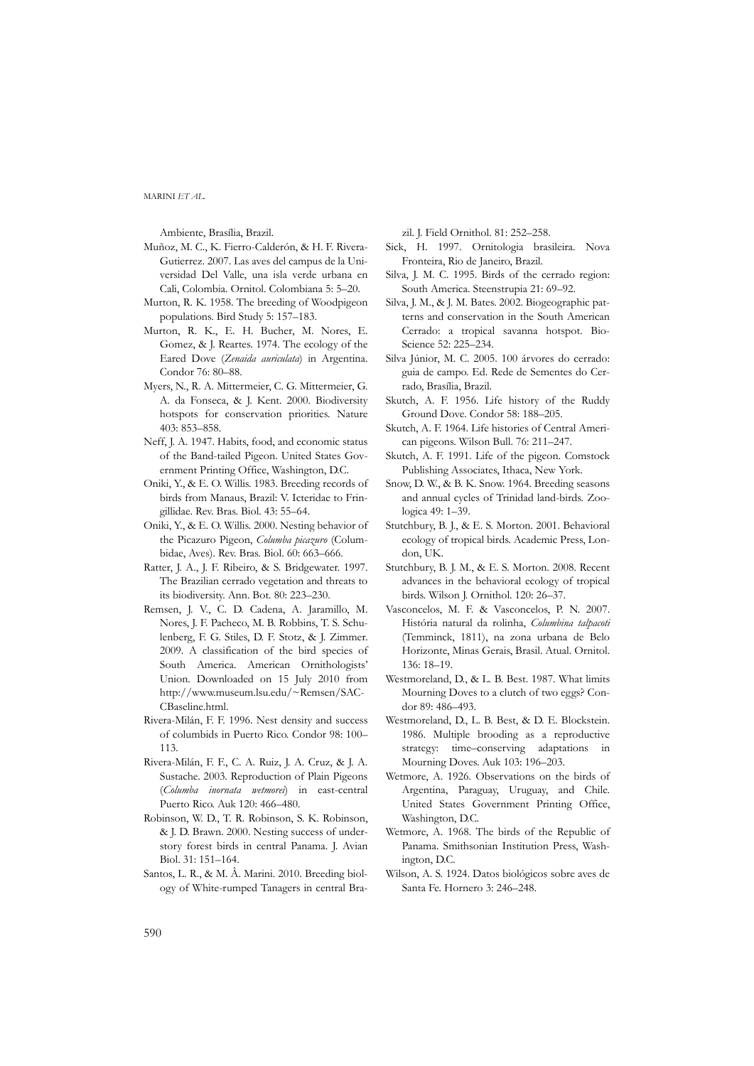Ambiente, Brasília, Brazil.

Muñoz, M. C., K. Fierro-Calderón, & H. F. Rivera-Gutierrez. 2007. Las aves del campus de la Universidad Del Valle, una isla verde urbana en Cali, Colombia. Ornitol. Colombiana 5: 5–20.

Murton, R. K. 1958. The breeding of Woodpigeon populations. Bird Study 5: 157–183.

Murton, R. K., E. H. Bucher, M. Nores, E. Gomez, & J. Reartes. 1974. The ecology of the Eared Dove (*Zenaida auriculata*) in Argentina. Condor 76: 80–88.

Myers, N., R. A. Mittermeier, C. G. Mittermeier, G. A. da Fonseca, & J. Kent. 2000. Biodiversity hotspots for conservation priorities. Nature 403: 853–858.

Neff, J. A. 1947. Habits, food, and economic status of the Band-tailed Pigeon. United States Government Printing Office, Washington, D.C.

Oniki, Y., & E. O. Willis. 1983. Breeding records of birds from Manaus, Brazil: V. Icteridae to Fringillidae. Rev. Bras. Biol. 43: 55–64.

Oniki, Y., & E. O. Willis. 2000. Nesting behavior of the Picazuro Pigeon, *Columba picazuro* (Columbidae, Aves). Rev. Bras. Biol. 60: 663–666.

Ratter, J. A., J. F. Ribeiro, & S. Bridgewater. 1997. The Brazilian cerrado vegetation and threats to its biodiversity. Ann. Bot. 80: 223–230.

Remsen, J. V., C. D. Cadena, A. Jaramillo, M. Nores, J. F. Pacheco, M. B. Robbins, T. S. Schulenberg, F. G. Stiles, D. F. Stotz, & J. Zimmer. 2009. A classification of the bird species of South America. American Ornithologists' Union. Downloaded on 15 July 2010 from http://www.museum.lsu.edu/~Remsen/SACCBaseline.html.

Rivera-Milán, F. F. 1996. Nest density and success of columbids in Puerto Rico. Condor 98: 100–113.

Rivera-Milán, F. F., C. A. Ruiz, J. A. Cruz, & J. A. Sustache. 2003. Reproduction of Plain Pigeons (*Columba inornata wetmorei*) in east-central Puerto Rico. Auk 120: 466–480.

Robinson, W. D., T. R. Robinson, S. K. Robinson, & J. D. Brawn. 2000. Nesting success of understory forest birds in central Panama. J. Avian Biol. 31: 151–164.

Santos, L. R., & M. Â. Marini. 2010. Breeding biology of White-rumped Tanagers in central Brazil. J. Field Ornithol. 81: 252–258.

Sick, H. 1997. Ornitologia brasileira. Nova Fronteira, Rio de Janeiro, Brazil.

Silva, J. M. C. 1995. Birds of the cerrado region: South America. Steenstrupia 21: 69–92.

Silva, J. M., & J. M. Bates. 2002. Biogeographic patterns and conservation in the South American Cerrado: a tropical savanna hotspot. BioScience 52: 225–234.

Silva Júnior, M. C. 2005. 100 árvores do cerrado: guia de campo. Ed. Rede de Sementes do Cerrado, Brasília, Brazil.

Skutch, A. F. 1956. Life history of the Ruddy Ground Dove. Condor 58: 188–205.

Skutch, A. F. 1964. Life histories of Central American pigeons. Wilson Bull. 76: 211–247.

Skutch, A. F. 1991. Life of the pigeon. Comstock Publishing Associates, Ithaca, New York.

Snow, D. W., & B. K. Snow. 1964. Breeding seasons and annual cycles of Trinidad land-birds. Zoologica 49: 1–39.

Stutchbury, B. J., & E. S. Morton. 2001. Behavioral ecology of tropical birds. Academic Press, London, UK.

Stutchbury, B. J. M., & E. S. Morton. 2008. Recent advances in the behavioral ecology of tropical birds. Wilson J. Ornithol. 120: 26–37.

Vasconcelos, M. F. & Vasconcelos, P. N. 2007. História natural da rolinha, *Columbina talpacoti* (Temminck, 1811), na zona urbana de Belo Horizonte, Minas Gerais, Brasil. Atual. Ornitol. 136: 18–19.

Westmoreland, D., & L. B. Best. 1987. What limits Mourning Doves to a clutch of two eggs? Condor 89: 486–493.

Westmoreland, D., L. B. Best, & D. E. Blockstein. 1986. Multiple brooding as a reproductive strategy: time–conserving adaptations in Mourning Doves. Auk 103: 196–203.

Wetmore, A. 1926. Observations on the birds of Argentina, Paraguay, Uruguay, and Chile. United States Government Printing Office, Washington, D.C.

Wetmore, A. 1968. The birds of the Republic of Panama. Smithsonian Institution Press, Washington, D.C.

Wilson, A. S. 1924. Datos biológicos sobre aves de Santa Fe. Hornero 3: 246–248.